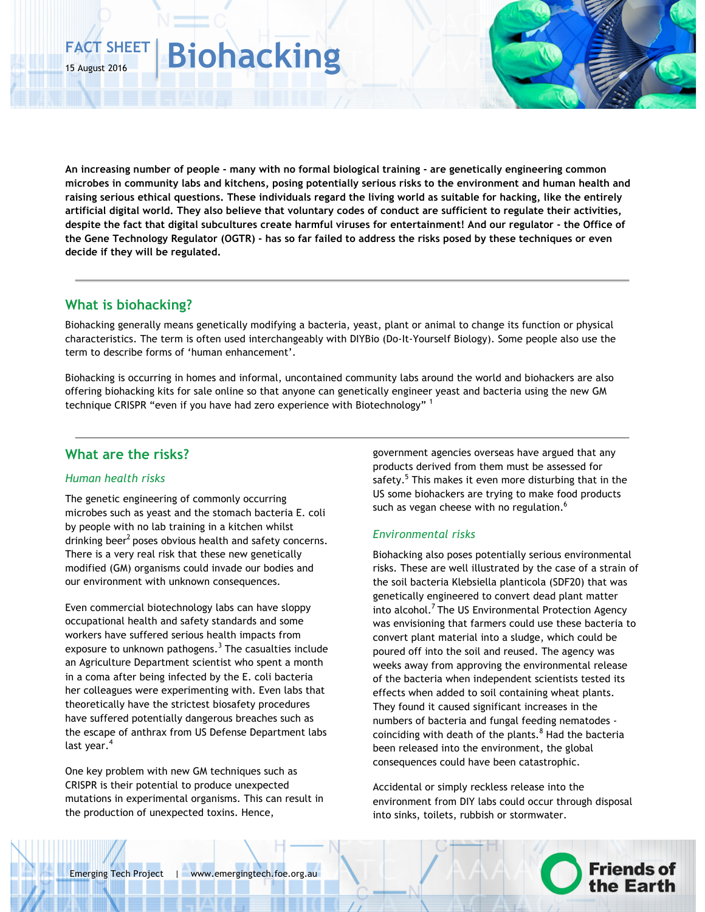FACT SHEET

15 August 2016

# Biohacking

**An increasing number of people - many with no formal biological training - are genetically engineering common microbes in community labs and kitchens, posing potentially serious risks to the environment and human health and raising serious ethical questions. These individuals regard the living world as suitable for hacking, like the entirely artificial digital world. They also believe that voluntary codes of conduct are sufficient to regulate their activities, despite the fact that digital subcultures create harmful viruses for entertainment! And our regulator - the Office of the Gene Technology Regulator (OGTR) - has so far failed to address the risks posed by these techniques or even decide if they will be regulated.**

## What is biohacking?

Biohacking generally means genetically modifying a bacteria, yeast, plant or animal to change its function or physical characteristics. The term is often used interchangeably with DIYBio (Do-It-Yourself Biology). Some people also use the term to describe forms of 'human enhancement'.

Biohacking is occurring in homes and informal, uncontained community labs around the world and biohackers are also offering biohacking kits for sale online so that anyone can genetically engineer yeast and bacteria using the new GM technique CRISPR "even if you have had zero experience with Biotechnology" [1]

## What are the risks?

### *Human health risks*

The genetic engineering of commonly occurring microbes such as yeast and the stomach bacteria E. coli by people with no lab training in a kitchen whilst drinking beer[2] poses obvious health and safety concerns. There is a very real risk that these new genetically modified (GM) organisms could invade our bodies and our environment with unknown consequences.

Even commercial biotechnology labs can have sloppy occupational health and safety standards and some workers have suffered serious health impacts from exposure to unknown pathogens.[3] The casualties include an Agriculture Department scientist who spent a month in a coma after being infected by the E. coli bacteria her colleagues were experimenting with. Even labs that theoretically have the strictest biosafety procedures have suffered potentially dangerous breaches such as the escape of anthrax from US Defense Department labs last year.[4]

One key problem with new GM techniques such as CRISPR is their potential to produce unexpected mutations in experimental organisms. This can result in the production of unexpected toxins. Hence, government agencies overseas have argued that any products derived from them must be assessed for safety.[5] This makes it even more disturbing that in the US some biohackers are trying to make food products such as vegan cheese with no regulation.[6]

### *Environmental risks*

Biohacking also poses potentially serious environmental risks. These are well illustrated by the case of a strain of the soil bacteria Klebsiella planticola (SDF20) that was genetically engineered to convert dead plant matter into alcohol.[7] The US Environmental Protection Agency was envisioning that farmers could use these bacteria to convert plant material into a sludge, which could be poured off into the soil and reused. The agency was weeks away from approving the environmental release of the bacteria when independent scientists tested its effects when added to soil containing wheat plants. They found it caused significant increases in the numbers of bacteria and fungal feeding nematodes - coinciding with death of the plants.[8] Had the bacteria been released into the environment, the global consequences could have been catastrophic.

Accidental or simply reckless release into the environment from DIY labs could occur through disposal into sinks, toilets, rubbish or stormwater.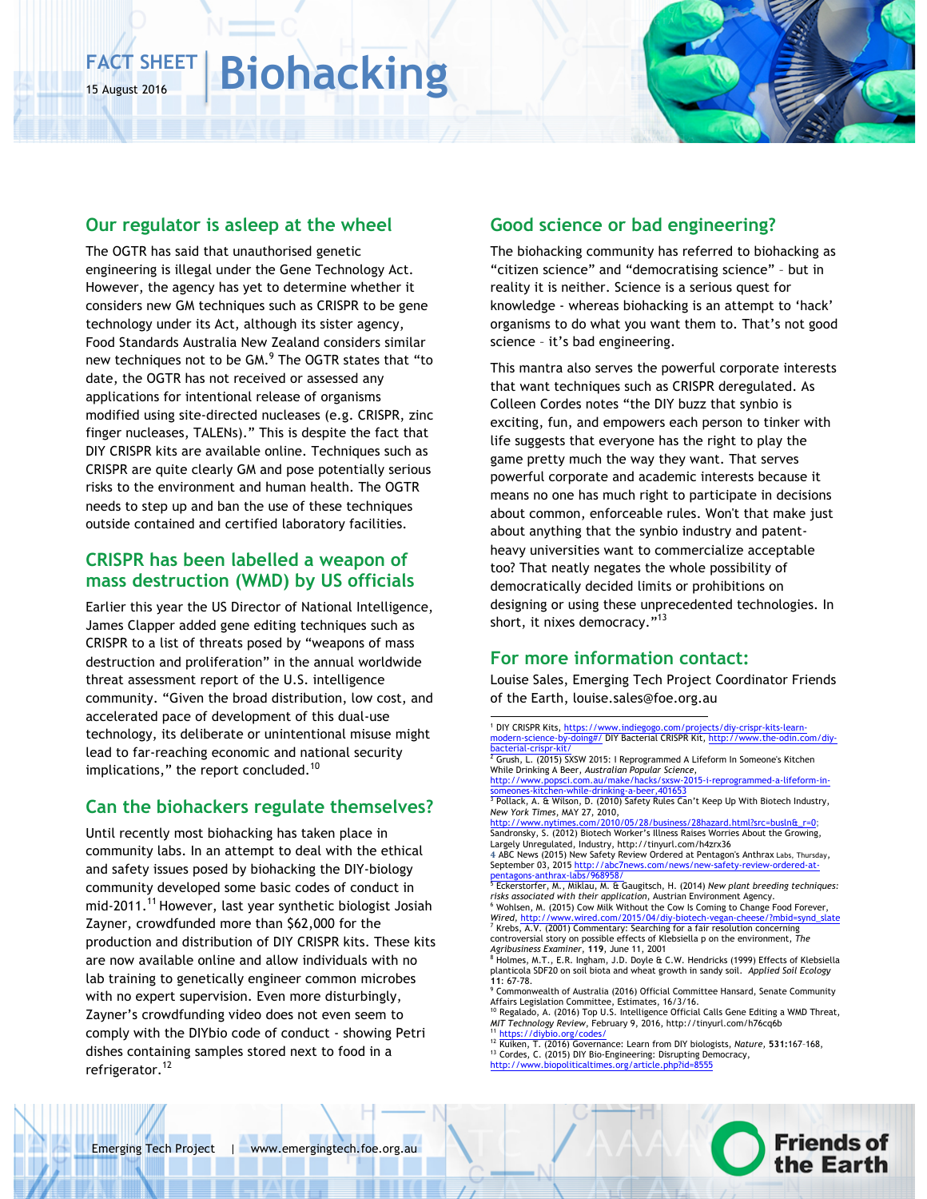# FACT SHEET | Biohacking

15 August 2016

## Our regulator is asleep at the wheel

The OGTR has said that unauthorised genetic engineering is illegal under the Gene Technology Act. However, the agency has yet to determine whether it considers new GM techniques such as CRISPR to be gene technology under its Act, although its sister agency, Food Standards Australia New Zealand considers similar new techniques not to be GM.[9] The OGTR states that "to date, the OGTR has not received or assessed any applications for intentional release of organisms modified using site-directed nucleases (e.g. CRISPR, zinc finger nucleases, TALENs)." This is despite the fact that DIY CRISPR kits are available online. Techniques such as CRISPR are quite clearly GM and pose potentially serious risks to the environment and human health. The OGTR needs to step up and ban the use of these techniques outside contained and certified laboratory facilities.

## CRISPR has been labelled a weapon of mass destruction (WMD) by US officials

Earlier this year the US Director of National Intelligence, James Clapper added gene editing techniques such as CRISPR to a list of threats posed by "weapons of mass destruction and proliferation" in the annual worldwide threat assessment report of the U.S. intelligence community. "Given the broad distribution, low cost, and accelerated pace of development of this dual-use technology, its deliberate or unintentional misuse might lead to far-reaching economic and national security implications," the report concluded.[10]

## Can the biohackers regulate themselves?

Until recently most biohacking has taken place in community labs. In an attempt to deal with the ethical and safety issues posed by biohacking the DIY-biology community developed some basic codes of conduct in mid-2011.[11] However, last year synthetic biologist Josiah Zayner, crowdfunded more than $62,000 for the production and distribution of DIY CRISPR kits. These kits are now available online and allow individuals with no lab training to genetically engineer common microbes with no expert supervision. Even more disturbingly, Zayner's crowdfunding video does not even seem to comply with the DIYbio code of conduct - showing Petri dishes containing samples stored next to food in a refrigerator.[12]

## Good science or bad engineering?

The biohacking community has referred to biohacking as "citizen science" and "democratising science" – but in reality it is neither. Science is a serious quest for knowledge - whereas biohacking is an attempt to 'hack' organisms to do what you want them to. That's not good science – it's bad engineering.

This mantra also serves the powerful corporate interests that want techniques such as CRISPR deregulated. As Colleen Cordes notes "the DIY buzz that synbio is exciting, fun, and empowers each person to tinker with life suggests that everyone has the right to play the game pretty much the way they want. That serves powerful corporate and academic interests because it means no one has much right to participate in decisions about common, enforceable rules. Won't that make just about anything that the synbio industry and patent-heavy universities want to commercialize acceptable too? That neatly negates the whole possibility of democratically decided limits or prohibitions on designing or using these unprecedented technologies. In short, it nixes democracy."[13]

## For more information contact:

Louise Sales, Emerging Tech Project Coordinator Friends of the Earth, louise.sales@foe.org.au

---

1 DIY CRISPR Kits, https://www.indiegogo.com/projects/diy-crispr-kits-learn-modern-science-by-doing#/ DIY Bacterial CRISPR Kit, http://www.the-odin.com/diy-bacterial-crispr-kit/

2 Grush, L. (2015) SXSW 2015: I Reprogrammed A Lifeform In Someone's Kitchen While Drinking A Beer, *Australian Popular Science*, http://www.popsci.com.au/make/hacks/sxsw-2015-i-reprogrammed-a-lifeform-in-someones-kitchen-while-drinking-a-beer,401653

3 Pollack, A. & Wilson, D. (2010) Safety Rules Can't Keep Up With Biotech Industry, *New York Times*, MAY 27, 2010, http://www.nytimes.com/2010/05/28/business/28hazard.html?src=busln&_r=0; Sandronsky, S. (2012) Biotech Worker's Illness Raises Worries About the Growing, Largely Unregulated, Industry, http://tinyurl.com/h4zrx36

4 ABC News (2015) New Safety Review Ordered at Pentagon's Anthrax Labs, Thursday, September 03, 2015 http://abc7news.com/news/new-safety-review-ordered-at-pentagons-anthrax-labs/968958/

5 Eckerstorfer, M., Miklau, M. & Gaugitsch, H. (2014) *New plant breeding techniques: risks associated with their application*, Austrian Environment Agency.

6 Wohlsen, M. (2015) Cow Milk Without the Cow Is Coming to Change Food Forever, *Wired*, http://www.wired.com/2015/04/diy-biotech-vegan-cheese/?mbid=synd_slate

7 Krebs, A.V. (2001) Commentary: Searching for a fair resolution concerning controversial story on possible effects of Klebsiella p on the environment, *The Agribusiness Examiner*, **119**, June 11, 2001

8 Holmes, M.T., E.R. Ingham, J.D. Doyle & C.W. Hendricks (1999) Effects of Klebsiella planticola SDF20 on soil biota and wheat growth in sandy soil. *Applied Soil Ecology* **11**: 67-78.

9 Commonwealth of Australia (2016) Official Committee Hansard, Senate Community Affairs Legislation Committee, Estimates, 16/3/16.

10 Regalado, A. (2016) Top U.S. Intelligence Official Calls Gene Editing a WMD Threat, *MIT Technology Review*, February 9, 2016, http://tinyurl.com/h76cq6b

11 https://diybio.org/codes/

12 Kuiken, T. (2016) Governance: Learn from DIY biologists, *Nature*, **531**:167–168,

13 Cordes, C. (2015) DIY Bio-Engineering: Disrupting Democracy, http://www.biopoliticaltimes.org/article.php?id=8555